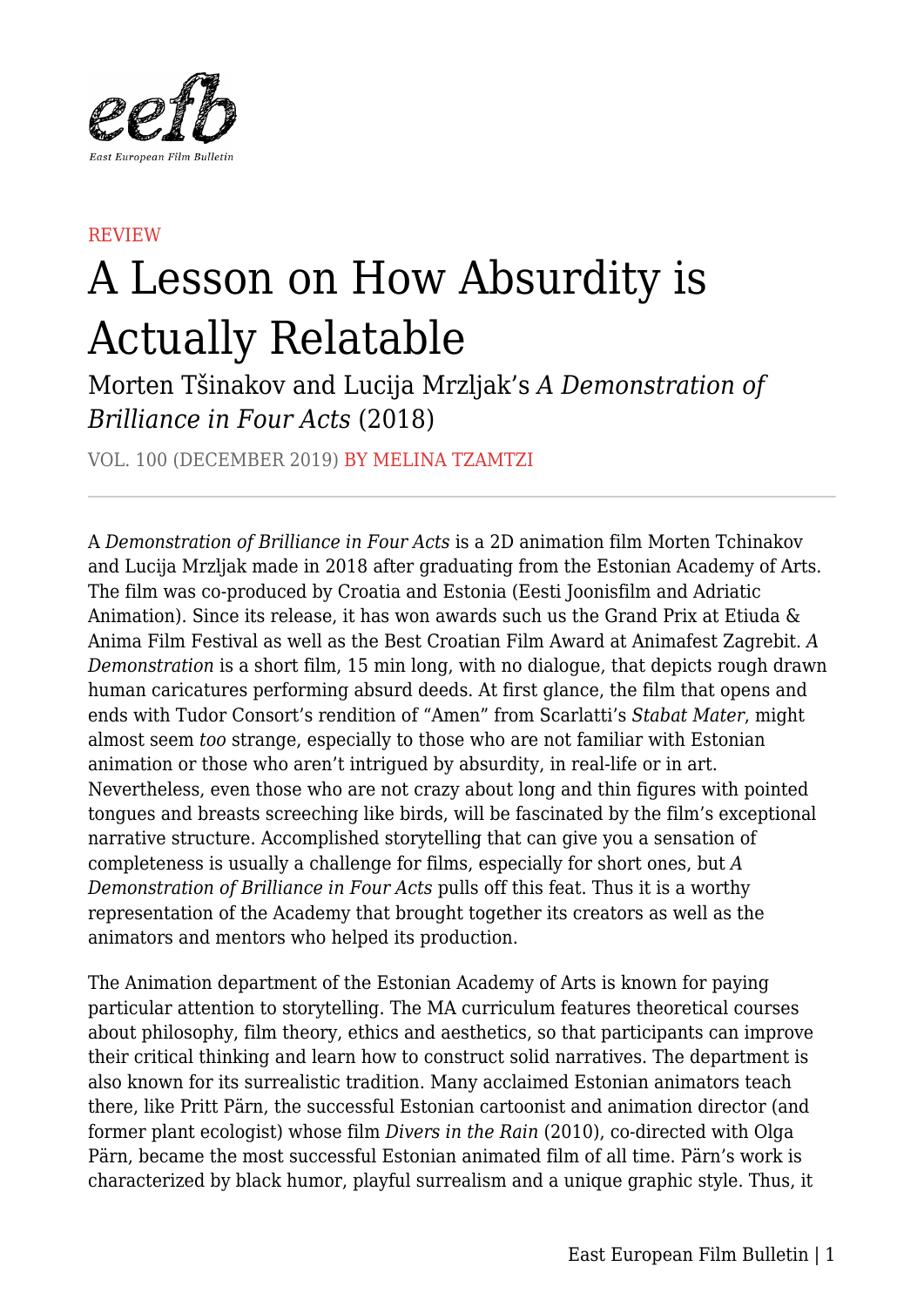REVIEW

# A Lesson on How Absurdity is Actually Relatable

## Morten Tšinakov and Lucija Mrzljak's *A Demonstration of Brilliance in Four Acts* (2018)

VOL. 100 (DECEMBER 2019) BY MELINA TZAMTZI

A *Demonstration of Brilliance in Four Acts* is a 2D animation film Morten Tchinakov and Lucija Mrzljak made in 2018 after graduating from the Estonian Academy of Arts. The film was co-produced by Croatia and Estonia (Eesti Joonisfilm and Adriatic Animation). Since its release, it has won awards such us the Grand Prix at Etiuda & Anima Film Festival as well as the Best Croatian Film Award at Animafest Zagrebit. *A Demonstration* is a short film, 15 min long, with no dialogue, that depicts rough drawn human caricatures performing absurd deeds. At first glance, the film that opens and ends with Tudor Consort's rendition of "Amen" from Scarlatti's *Stabat Mater*, might almost seem *too* strange, especially to those who are not familiar with Estonian animation or those who aren't intrigued by absurdity, in real-life or in art. Nevertheless, even those who are not crazy about long and thin figures with pointed tongues and breasts screeching like birds, will be fascinated by the film's exceptional narrative structure. Accomplished storytelling that can give you a sensation of completeness is usually a challenge for films, especially for short ones, but *A Demonstration of Brilliance in Four Acts* pulls off this feat. Thus it is a worthy representation of the Academy that brought together its creators as well as the animators and mentors who helped its production.

The Animation department of the Estonian Academy of Arts is known for paying particular attention to storytelling. The MA curriculum features theoretical courses about philosophy, film theory, ethics and aesthetics, so that participants can improve their critical thinking and learn how to construct solid narratives. The department is also known for its surrealistic tradition. Many acclaimed Estonian animators teach there, like Pritt Pärn, the successful Estonian cartoonist and animation director (and former plant ecologist) whose film *Divers in the Rain* (2010), co-directed with Olga Pärn, became the most successful Estonian animated film of all time. Pärn's work is characterized by black humor, playful surrealism and a unique graphic style. Thus, it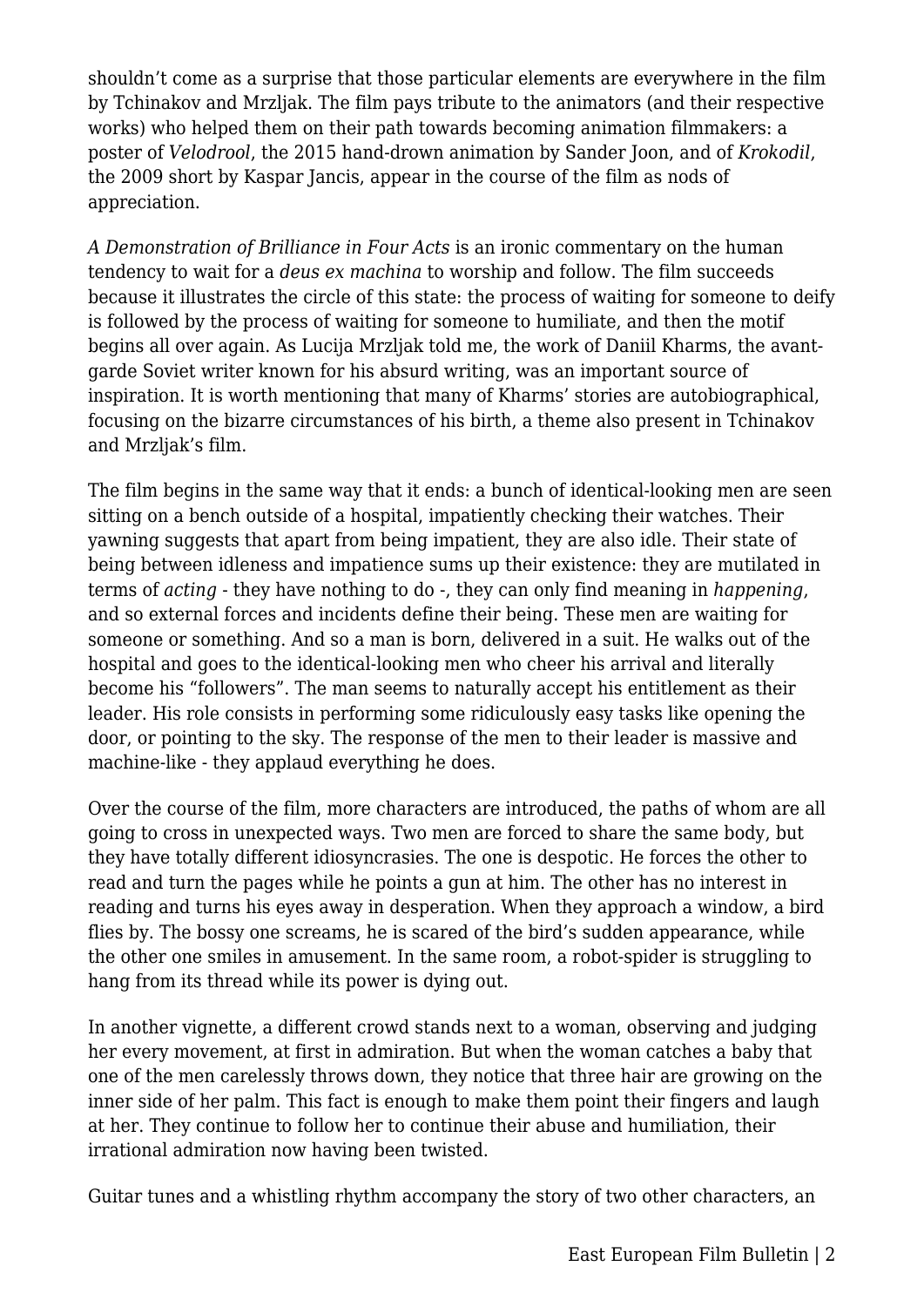shouldn't come as a surprise that those particular elements are everywhere in the film by Tchinakov and Mrzljak. The film pays tribute to the animators (and their respective works) who helped them on their path towards becoming animation filmmakers: a poster of *Velodrool*, the 2015 hand-drown animation by Sander Joon, and of *Krokodil*, the 2009 short by Kaspar Jancis, appear in the course of the film as nods of appreciation.

*A Demonstration of Brilliance in Four Acts* is an ironic commentary on the human tendency to wait for a *deus ex machina* to worship and follow. The film succeeds because it illustrates the circle of this state: the process of waiting for someone to deify is followed by the process of waiting for someone to humiliate, and then the motif begins all over again. As Lucija Mrzljak told me, the work of Daniil Kharms, the avant-garde Soviet writer known for his absurd writing, was an important source of inspiration. It is worth mentioning that many of Kharms' stories are autobiographical, focusing on the bizarre circumstances of his birth, a theme also present in Tchinakov and Mrzljak's film.

The film begins in the same way that it ends: a bunch of identical-looking men are seen sitting on a bench outside of a hospital, impatiently checking their watches. Their yawning suggests that apart from being impatient, they are also idle. Their state of being between idleness and impatience sums up their existence: they are mutilated in terms of *acting* - they have nothing to do -, they can only find meaning in *happening*, and so external forces and incidents define their being. These men are waiting for someone or something. And so a man is born, delivered in a suit. He walks out of the hospital and goes to the identical-looking men who cheer his arrival and literally become his "followers". The man seems to naturally accept his entitlement as their leader. His role consists in performing some ridiculously easy tasks like opening the door, or pointing to the sky. The response of the men to their leader is massive and machine-like - they applaud everything he does.

Over the course of the film, more characters are introduced, the paths of whom are all going to cross in unexpected ways. Two men are forced to share the same body, but they have totally different idiosyncrasies. The one is despotic. He forces the other to read and turn the pages while he points a gun at him. The other has no interest in reading and turns his eyes away in desperation. When they approach a window, a bird flies by. The bossy one screams, he is scared of the bird's sudden appearance, while the other one smiles in amusement. In the same room, a robot-spider is struggling to hang from its thread while its power is dying out.

In another vignette, a different crowd stands next to a woman, observing and judging her every movement, at first in admiration. But when the woman catches a baby that one of the men carelessly throws down, they notice that three hair are growing on the inner side of her palm. This fact is enough to make them point their fingers and laugh at her. They continue to follow her to continue their abuse and humiliation, their irrational admiration now having been twisted.

Guitar tunes and a whistling rhythm accompany the story of two other characters, an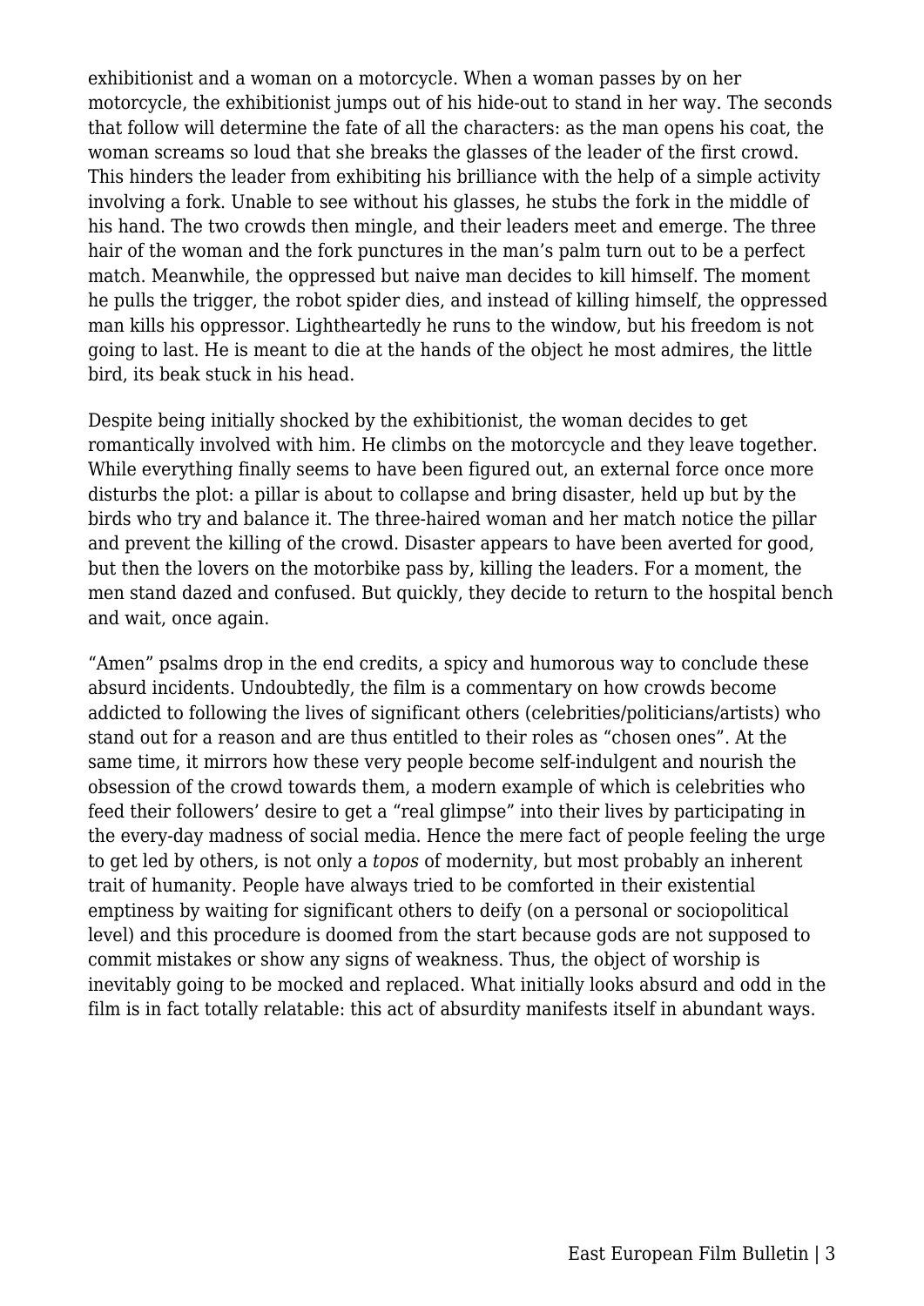exhibitionist and a woman on a motorcycle. When a woman passes by on her motorcycle, the exhibitionist jumps out of his hide-out to stand in her way. The seconds that follow will determine the fate of all the characters: as the man opens his coat, the woman screams so loud that she breaks the glasses of the leader of the first crowd. This hinders the leader from exhibiting his brilliance with the help of a simple activity involving a fork. Unable to see without his glasses, he stubs the fork in the middle of his hand. The two crowds then mingle, and their leaders meet and emerge. The three hair of the woman and the fork punctures in the man's palm turn out to be a perfect match. Meanwhile, the oppressed but naive man decides to kill himself. The moment he pulls the trigger, the robot spider dies, and instead of killing himself, the oppressed man kills his oppressor. Lightheartedly he runs to the window, but his freedom is not going to last. He is meant to die at the hands of the object he most admires, the little bird, its beak stuck in his head.

Despite being initially shocked by the exhibitionist, the woman decides to get romantically involved with him. He climbs on the motorcycle and they leave together. While everything finally seems to have been figured out, an external force once more disturbs the plot: a pillar is about to collapse and bring disaster, held up but by the birds who try and balance it. The three-haired woman and her match notice the pillar and prevent the killing of the crowd. Disaster appears to have been averted for good, but then the lovers on the motorbike pass by, killing the leaders. For a moment, the men stand dazed and confused. But quickly, they decide to return to the hospital bench and wait, once again.

"Amen" psalms drop in the end credits, a spicy and humorous way to conclude these absurd incidents. Undoubtedly, the film is a commentary on how crowds become addicted to following the lives of significant others (celebrities/politicians/artists) who stand out for a reason and are thus entitled to their roles as "chosen ones". At the same time, it mirrors how these very people become self-indulgent and nourish the obsession of the crowd towards them, a modern example of which is celebrities who feed their followers' desire to get a "real glimpse" into their lives by participating in the every-day madness of social media. Hence the mere fact of people feeling the urge to get led by others, is not only a *topos* of modernity, but most probably an inherent trait of humanity. People have always tried to be comforted in their existential emptiness by waiting for significant others to deify (on a personal or sociopolitical level) and this procedure is doomed from the start because gods are not supposed to commit mistakes or show any signs of weakness. Thus, the object of worship is inevitably going to be mocked and replaced. What initially looks absurd and odd in the film is in fact totally relatable: this act of absurdity manifests itself in abundant ways.